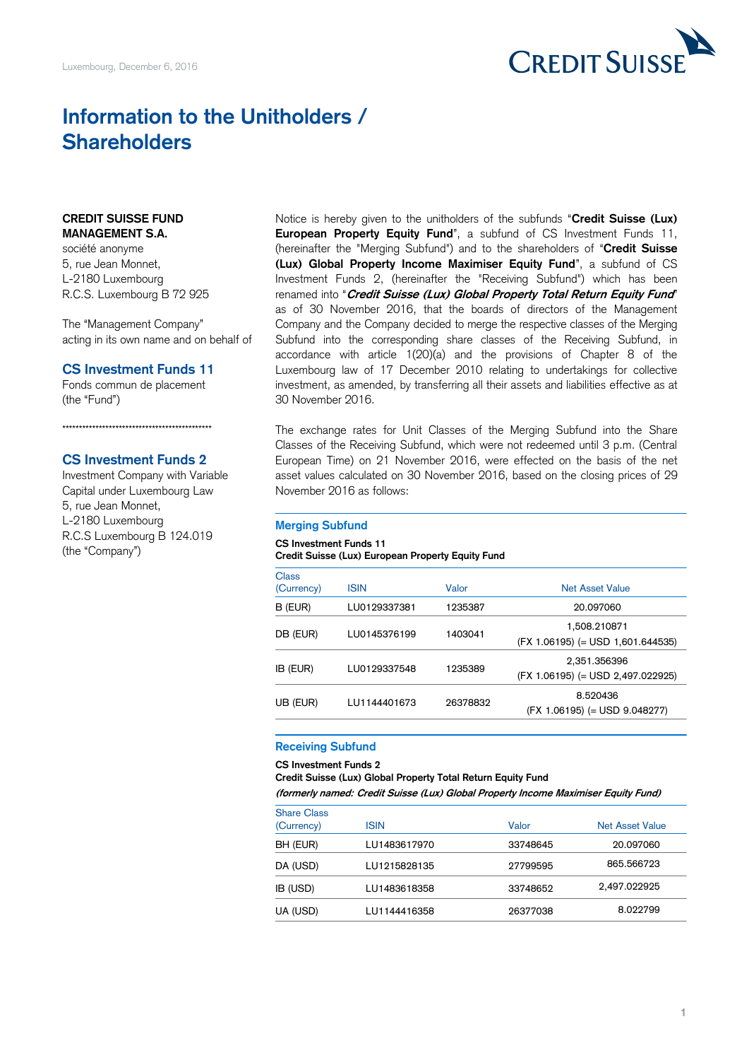Luxembourg, December 6, 2016

# Information to the Unitholders / Shareholders

**CREDIT SUISSE FUND MANAGEMENT S.A.**
société anonyme
5, rue Jean Monnet,
L-2180 Luxembourg
R.C.S. Luxembourg B 72 925

The "Management Company" acting in its own name and on behalf of

### CS Investment Funds 11

Fonds commun de placement
(the "Fund")

\*\*\*\*\*\*\*\*\*\*\*\*\*\*\*\*\*\*\*\*\*\*\*\*\*\*\*\*\*\*\*\*\*\*\*\*\*\*\*\*\*\*\*\*\*\*\*\*

### CS Investment Funds 2

Investment Company with Variable Capital under Luxembourg Law
5, rue Jean Monnet,
L-2180 Luxembourg
R.C.S Luxembourg B 124.019
(the "Company")

Notice is hereby given to the unitholders of the subfunds "**Credit Suisse (Lux) European Property Equity Fund**", a subfund of CS Investment Funds 11, (hereinafter the "Merging Subfund") and to the shareholders of "**Credit Suisse (Lux) Global Property Income Maximiser Equity Fund**", a subfund of CS Investment Funds 2, (hereinafter the "Receiving Subfund") which has been renamed into "***Credit Suisse (Lux) Global Property Total Return Equity Fund***" as of 30 November 2016, that the boards of directors of the Management Company and the Company decided to merge the respective classes of the Merging Subfund into the corresponding share classes of the Receiving Subfund, in accordance with article 1(20)(a) and the provisions of Chapter 8 of the Luxembourg law of 17 December 2010 relating to undertakings for collective investment, as amended, by transferring all their assets and liabilities effective as at 30 November 2016.

The exchange rates for Unit Classes of the Merging Subfund into the Share Classes of the Receiving Subfund, which were not redeemed until 3 p.m. (Central European Time) on 21 November 2016, were effected on the basis of the net asset values calculated on 30 November 2016, based on the closing prices of 29 November 2016 as follows:

### Merging Subfund

**CS Investment Funds 11**
**Credit Suisse (Lux) European Property Equity Fund**

| Class (Currency) | ISIN | Valor | Net Asset Value |
|---|---|---|---|
| B (EUR) | LU0129337381 | 1235387 | 20.097060 |
| DB (EUR) | LU0145376199 | 1403041 | 1,508.210871 (FX 1.06195) (= USD 1,601.644535) |
| IB (EUR) | LU0129337548 | 1235389 | 2,351.356396 (FX 1.06195) (= USD 2,497.022925) |
| UB (EUR) | LU1144401673 | 26378832 | 8.520436 (FX 1.06195) (= USD 9.048277) |

### Receiving Subfund

**CS Investment Funds 2**
**Credit Suisse (Lux) Global Property Total Return Equity Fund**
***(formerly named: Credit Suisse (Lux) Global Property Income Maximiser Equity Fund)***

| Share Class (Currency) | ISIN | Valor | Net Asset Value |
|---|---|---|---|
| BH (EUR) | LU1483617970 | 33748645 | 20.097060 |
| DA (USD) | LU1215828135 | 27799595 | 865.566723 |
| IB (USD) | LU1483618358 | 33748652 | 2,497.022925 |
| UA (USD) | LU1144416358 | 26377038 | 8.022799 |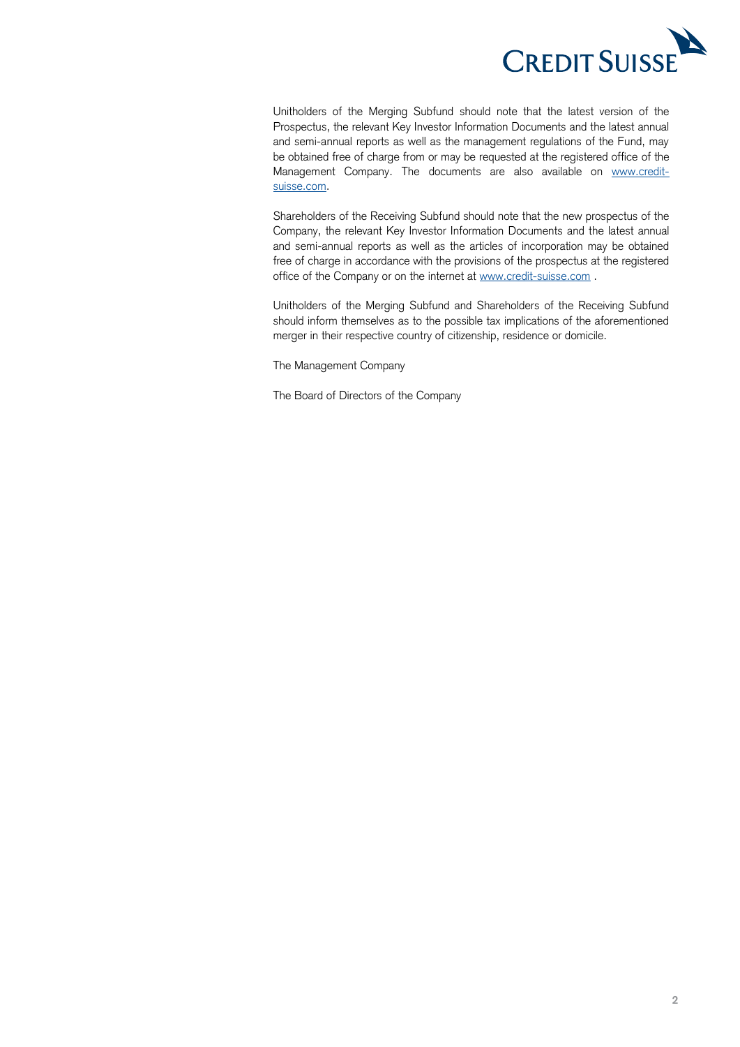Unitholders of the Merging Subfund should note that the latest version of the Prospectus, the relevant Key Investor Information Documents and the latest annual and semi-annual reports as well as the management regulations of the Fund, may be obtained free of charge from or may be requested at the registered office of the Management Company. The documents are also available on www.credit-suisse.com.

Shareholders of the Receiving Subfund should note that the new prospectus of the Company, the relevant Key Investor Information Documents and the latest annual and semi-annual reports as well as the articles of incorporation may be obtained free of charge in accordance with the provisions of the prospectus at the registered office of the Company or on the internet at www.credit-suisse.com .

Unitholders of the Merging Subfund and Shareholders of the Receiving Subfund should inform themselves as to the possible tax implications of the aforementioned merger in their respective country of citizenship, residence or domicile.

The Management Company

The Board of Directors of the Company